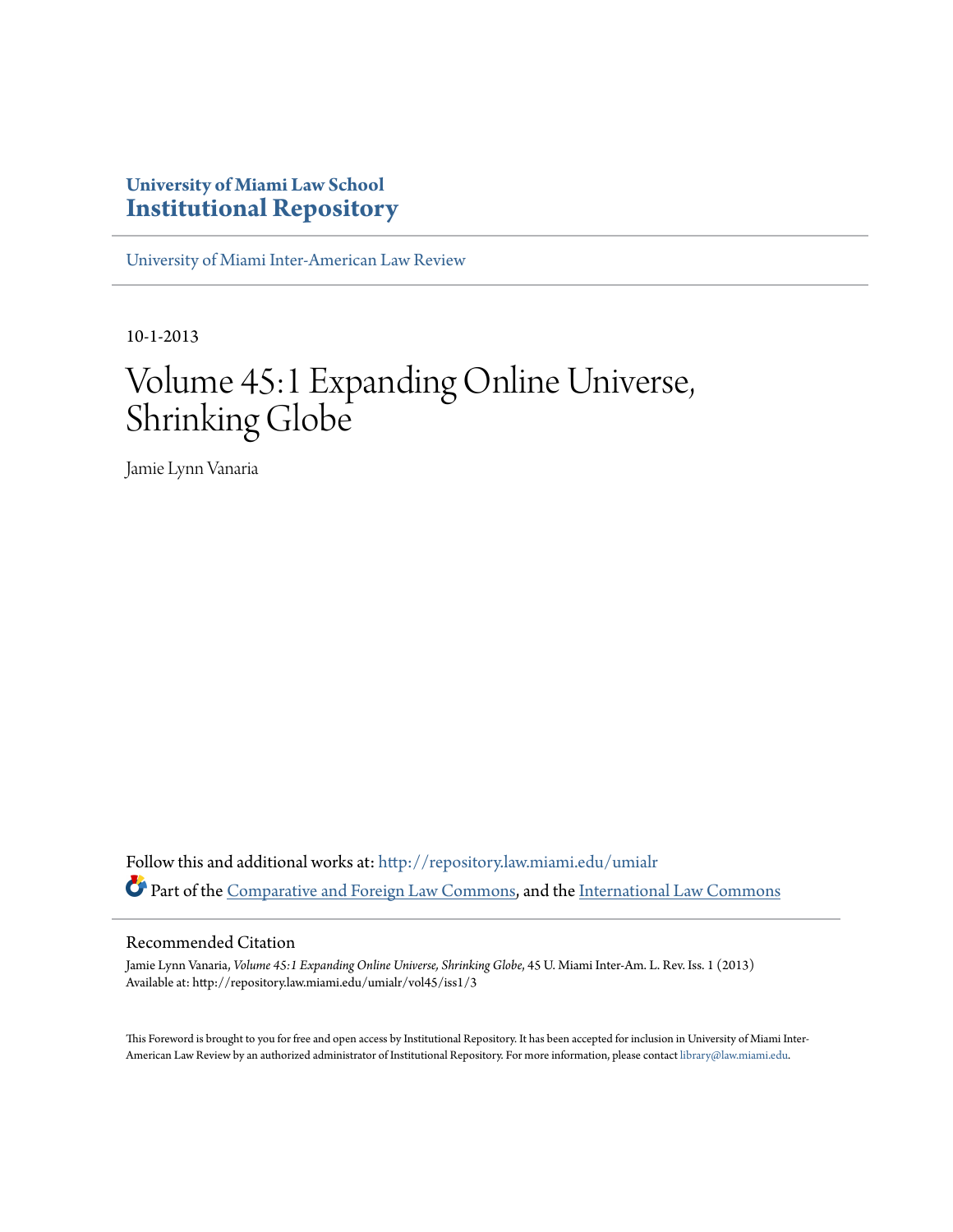**University of Miami Law School**
**Institutional Repository**

University of Miami Inter-American Law Review

10-1-2013

# Volume 45:1 Expanding Online Universe, Shrinking Globe

Jamie Lynn Vanaria

Follow this and additional works at: http://repository.law.miami.edu/umialr

Part of the Comparative and Foreign Law Commons, and the International Law Commons

## Recommended Citation

Jamie Lynn Vanaria, *Volume 45:1 Expanding Online Universe, Shrinking Globe*, 45 U. Miami Inter-Am. L. Rev. Iss. 1 (2013)
Available at: http://repository.law.miami.edu/umialr/vol45/iss1/3

This Foreword is brought to you for free and open access by Institutional Repository. It has been accepted for inclusion in University of Miami Inter-American Law Review by an authorized administrator of Institutional Repository. For more information, please contact library@law.miami.edu.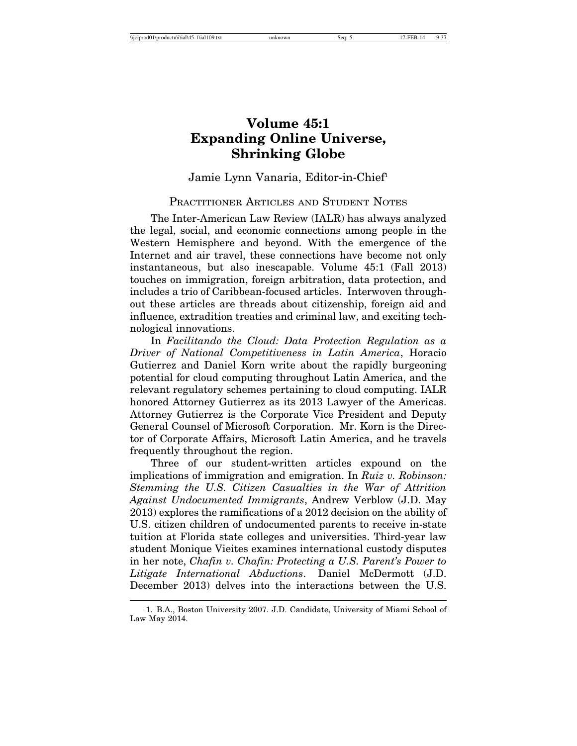# Volume 45:1
# Expanding Online Universe, Shrinking Globe

Jamie Lynn Vanaria, Editor-in-Chief[1]

## Practitioner Articles and Student Notes

The Inter-American Law Review (IALR) has always analyzed the legal, social, and economic connections among people in the Western Hemisphere and beyond. With the emergence of the Internet and air travel, these connections have become not only instantaneous, but also inescapable. Volume 45:1 (Fall 2013) touches on immigration, foreign arbitration, data protection, and includes a trio of Caribbean-focused articles. Interwoven throughout these articles are threads about citizenship, foreign aid and influence, extradition treaties and criminal law, and exciting technological innovations.

In *Facilitando the Cloud: Data Protection Regulation as a Driver of National Competitiveness in Latin America*, Horacio Gutierrez and Daniel Korn write about the rapidly burgeoning potential for cloud computing throughout Latin America, and the relevant regulatory schemes pertaining to cloud computing. IALR honored Attorney Gutierrez as its 2013 Lawyer of the Americas. Attorney Gutierrez is the Corporate Vice President and Deputy General Counsel of Microsoft Corporation. Mr. Korn is the Director of Corporate Affairs, Microsoft Latin America, and he travels frequently throughout the region.

Three of our student-written articles expound on the implications of immigration and emigration. In *Ruiz v. Robinson: Stemming the U.S. Citizen Casualties in the War of Attrition Against Undocumented Immigrants*, Andrew Verblow (J.D. May 2013) explores the ramifications of a 2012 decision on the ability of U.S. citizen children of undocumented parents to receive in-state tuition at Florida state colleges and universities. Third-year law student Monique Vieites examines international custody disputes in her note, *Chafin v. Chafin: Protecting a U.S. Parent's Power to Litigate International Abductions*. Daniel McDermott (J.D. December 2013) delves into the interactions between the U.S.

---

1. B.A., Boston University 2007. J.D. Candidate, University of Miami School of Law May 2014.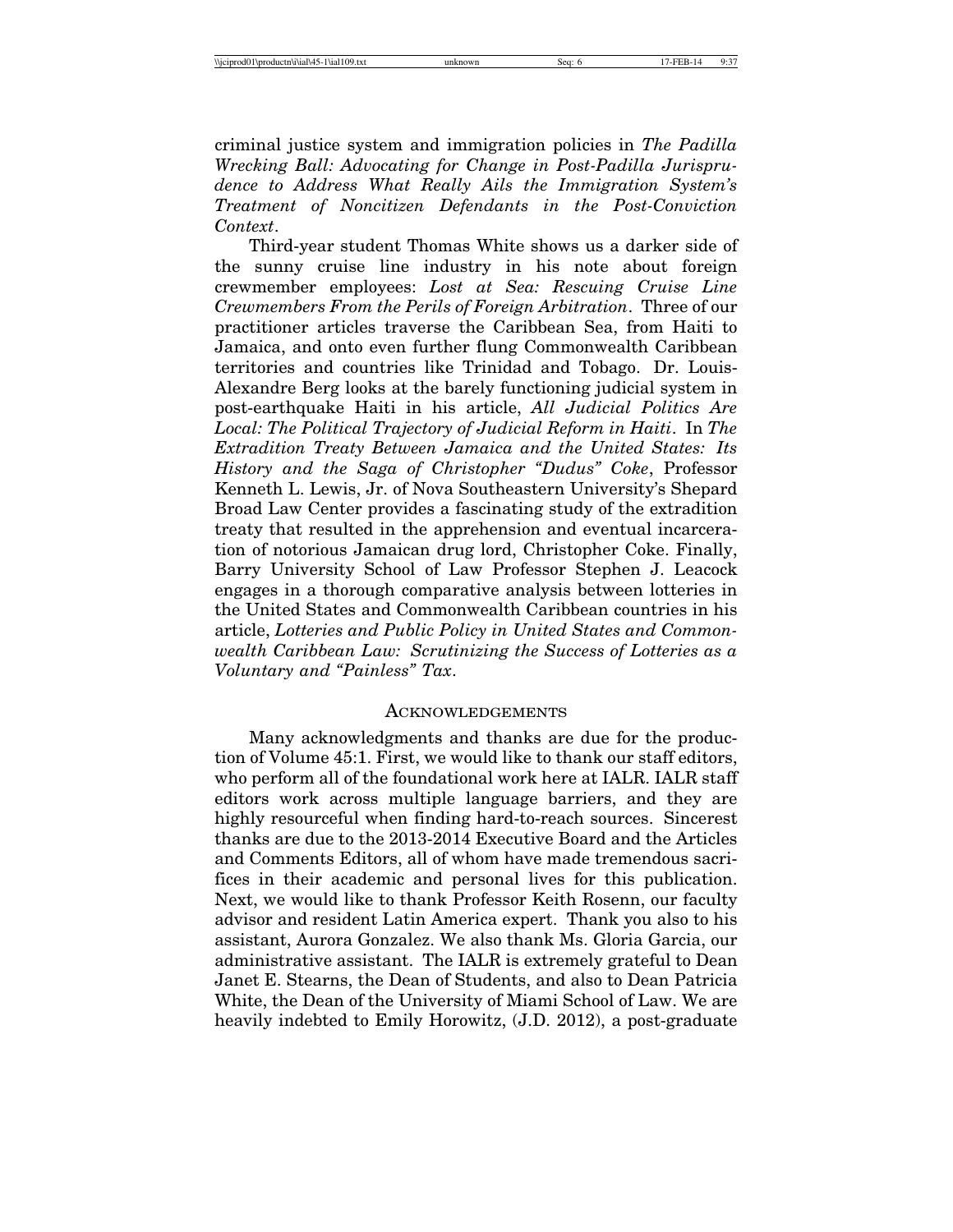criminal justice system and immigration policies in *The Padilla Wrecking Ball: Advocating for Change in Post-Padilla Jurisprudence to Address What Really Ails the Immigration System's Treatment of Noncitizen Defendants in the Post-Conviction Context*.

Third-year student Thomas White shows us a darker side of the sunny cruise line industry in his note about foreign crewmember employees: *Lost at Sea: Rescuing Cruise Line Crewmembers From the Perils of Foreign Arbitration*. Three of our practitioner articles traverse the Caribbean Sea, from Haiti to Jamaica, and onto even further flung Commonwealth Caribbean territories and countries like Trinidad and Tobago. Dr. Louis-Alexandre Berg looks at the barely functioning judicial system in post-earthquake Haiti in his article, *All Judicial Politics Are Local: The Political Trajectory of Judicial Reform in Haiti*. In *The Extradition Treaty Between Jamaica and the United States: Its History and the Saga of Christopher "Dudus" Coke*, Professor Kenneth L. Lewis, Jr. of Nova Southeastern University's Shepard Broad Law Center provides a fascinating study of the extradition treaty that resulted in the apprehension and eventual incarceration of notorious Jamaican drug lord, Christopher Coke. Finally, Barry University School of Law Professor Stephen J. Leacock engages in a thorough comparative analysis between lotteries in the United States and Commonwealth Caribbean countries in his article, *Lotteries and Public Policy in United States and Commonwealth Caribbean Law: Scrutinizing the Success of Lotteries as a Voluntary and "Painless" Tax*.

## Acknowledgements

Many acknowledgments and thanks are due for the production of Volume 45:1. First, we would like to thank our staff editors, who perform all of the foundational work here at IALR. IALR staff editors work across multiple language barriers, and they are highly resourceful when finding hard-to-reach sources. Sincerest thanks are due to the 2013-2014 Executive Board and the Articles and Comments Editors, all of whom have made tremendous sacrifices in their academic and personal lives for this publication. Next, we would like to thank Professor Keith Rosenn, our faculty advisor and resident Latin America expert. Thank you also to his assistant, Aurora Gonzalez. We also thank Ms. Gloria Garcia, our administrative assistant. The IALR is extremely grateful to Dean Janet E. Stearns, the Dean of Students, and also to Dean Patricia White, the Dean of the University of Miami School of Law. We are heavily indebted to Emily Horowitz, (J.D. 2012), a post-graduate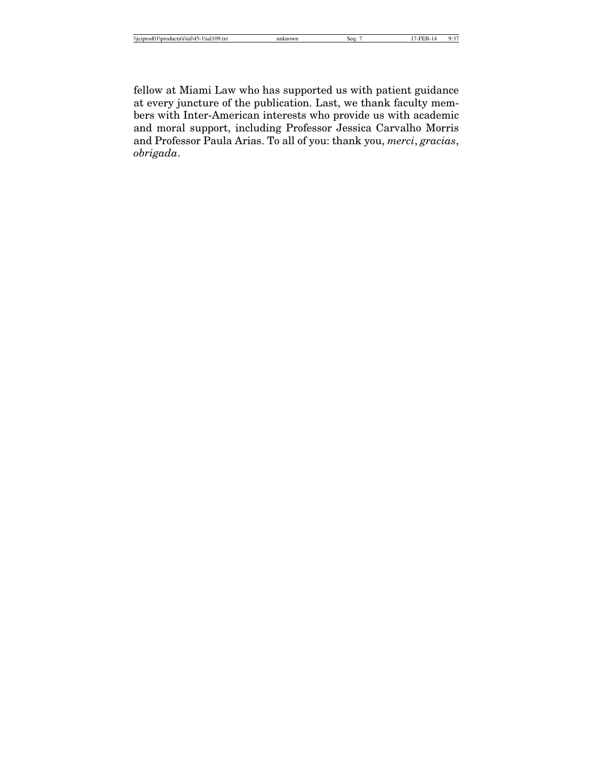fellow at Miami Law who has supported us with patient guidance at every juncture of the publication. Last, we thank faculty members with Inter-American interests who provide us with academic and moral support, including Professor Jessica Carvalho Morris and Professor Paula Arias. To all of you: thank you, *merci*, *gracias*, *obrigada*.